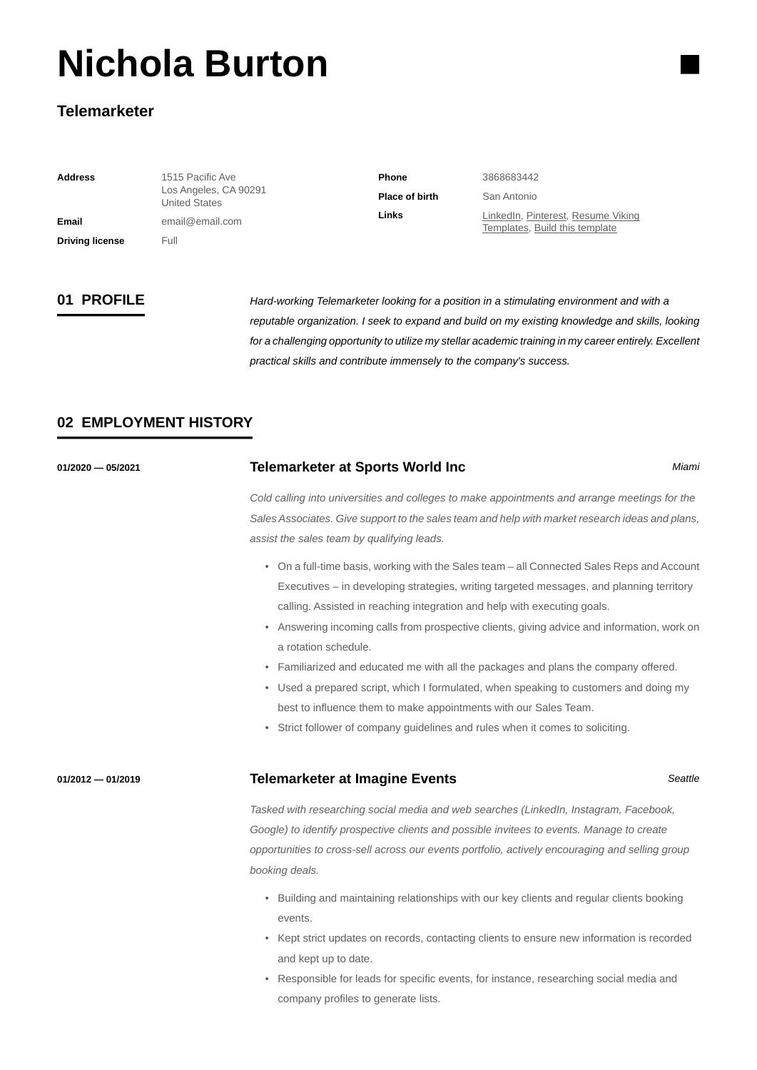# Nichola Burton

### Telemarketer

| | | | |
|---|---|---|---|
| **Address** | 1515 Pacific Ave<br>Los Angeles, CA 90291<br>United States | **Phone** | 3868683442 |
| **Email** | email@email.com | **Place of birth** | San Antonio |
| **Driving license** | Full | **Links** | LinkedIn, Pinterest, Resume Viking Templates, Build this template |

## 01 PROFILE

*Hard-working Telemarketer looking for a position in a stimulating environment and with a reputable organization. I seek to expand and build on my existing knowledge and skills, looking for a challenging opportunity to utilize my stellar academic training in my career entirely. Excellent practical skills and contribute immensely to the company's success.*

## 02 EMPLOYMENT HISTORY

**01/2020 — 05/2021**

### Telemarketer at Sports World Inc

*Miami*

*Cold calling into universities and colleges to make appointments and arrange meetings for the Sales Associates. Give support to the sales team and help with market research ideas and plans, assist the sales team by qualifying leads.*

- On a full-time basis, working with the Sales team – all Connected Sales Reps and Account Executives – in developing strategies, writing targeted messages, and planning territory calling. Assisted in reaching integration and help with executing goals.
- Answering incoming calls from prospective clients, giving advice and information, work on a rotation schedule.
- Familiarized and educated me with all the packages and plans the company offered.
- Used a prepared script, which I formulated, when speaking to customers and doing my best to influence them to make appointments with our Sales Team.
- Strict follower of company guidelines and rules when it comes to soliciting.

**01/2012 — 01/2019**

### Telemarketer at Imagine Events

*Seattle*

*Tasked with researching social media and web searches (LinkedIn, Instagram, Facebook, Google) to identify prospective clients and possible invitees to events. Manage to create opportunities to cross-sell across our events portfolio, actively encouraging and selling group booking deals.*

- Building and maintaining relationships with our key clients and regular clients booking events.
- Kept strict updates on records, contacting clients to ensure new information is recorded and kept up to date.
- Responsible for leads for specific events, for instance, researching social media and company profiles to generate lists.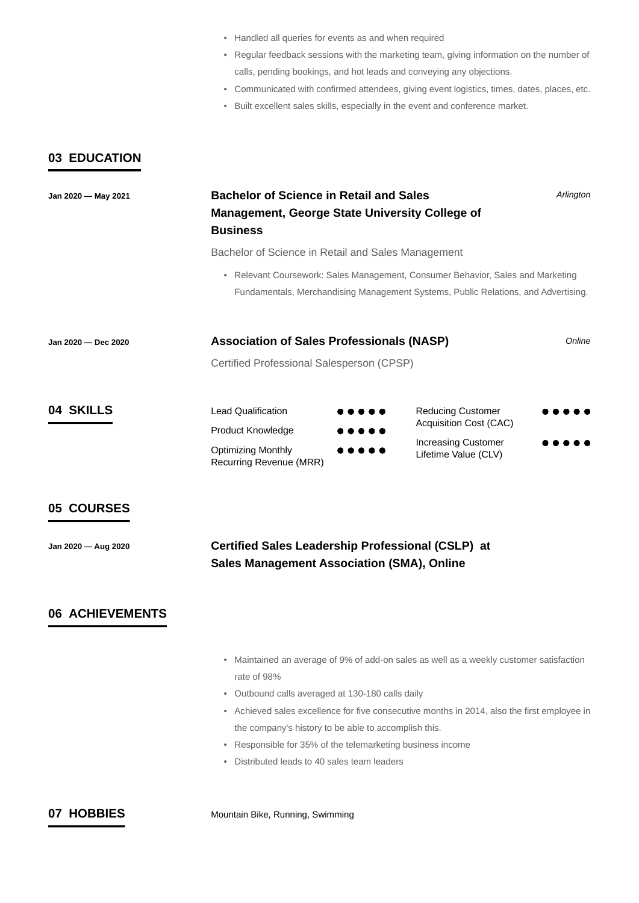- Handled all queries for events as and when required
- Regular feedback sessions with the marketing team, giving information on the number of calls, pending bookings, and hot leads and conveying any objections.
- Communicated with confirmed attendees, giving event logistics, times, dates, places, etc.
- Built excellent sales skills, especially in the event and conference market.

## 03 EDUCATION

**Jan 2020 — May 2021**

### Bachelor of Science in Retail and Sales Management, George State University College of Business

*Arlington*

Bachelor of Science in Retail and Sales Management

- Relevant Coursework: Sales Management, Consumer Behavior, Sales and Marketing Fundamentals, Merchandising Management Systems, Public Relations, and Advertising.

**Jan 2020 — Dec 2020**

### Association of Sales Professionals (NASP)

*Online*

Certified Professional Salesperson (CPSP)

## 04 SKILLS

- Lead Qualification ●●●●●
- Product Knowledge ●●●●●
- Optimizing Monthly Recurring Revenue (MRR) ●●●●●
- Reducing Customer Acquisition Cost (CAC) ●●●●●
- Increasing Customer Lifetime Value (CLV) ●●●●●

## 05 COURSES

**Jan 2020 — Aug 2020**

### Certified Sales Leadership Professional (CSLP) at Sales Management Association (SMA), Online

## 06 ACHIEVEMENTS

- Maintained an average of 9% of add-on sales as well as a weekly customer satisfaction rate of 98%
- Outbound calls averaged at 130-180 calls daily
- Achieved sales excellence for five consecutive months in 2014, also the first employee in the company's history to be able to accomplish this.
- Responsible for 35% of the telemarketing business income
- Distributed leads to 40 sales team leaders

## 07 HOBBIES

Mountain Bike, Running, Swimming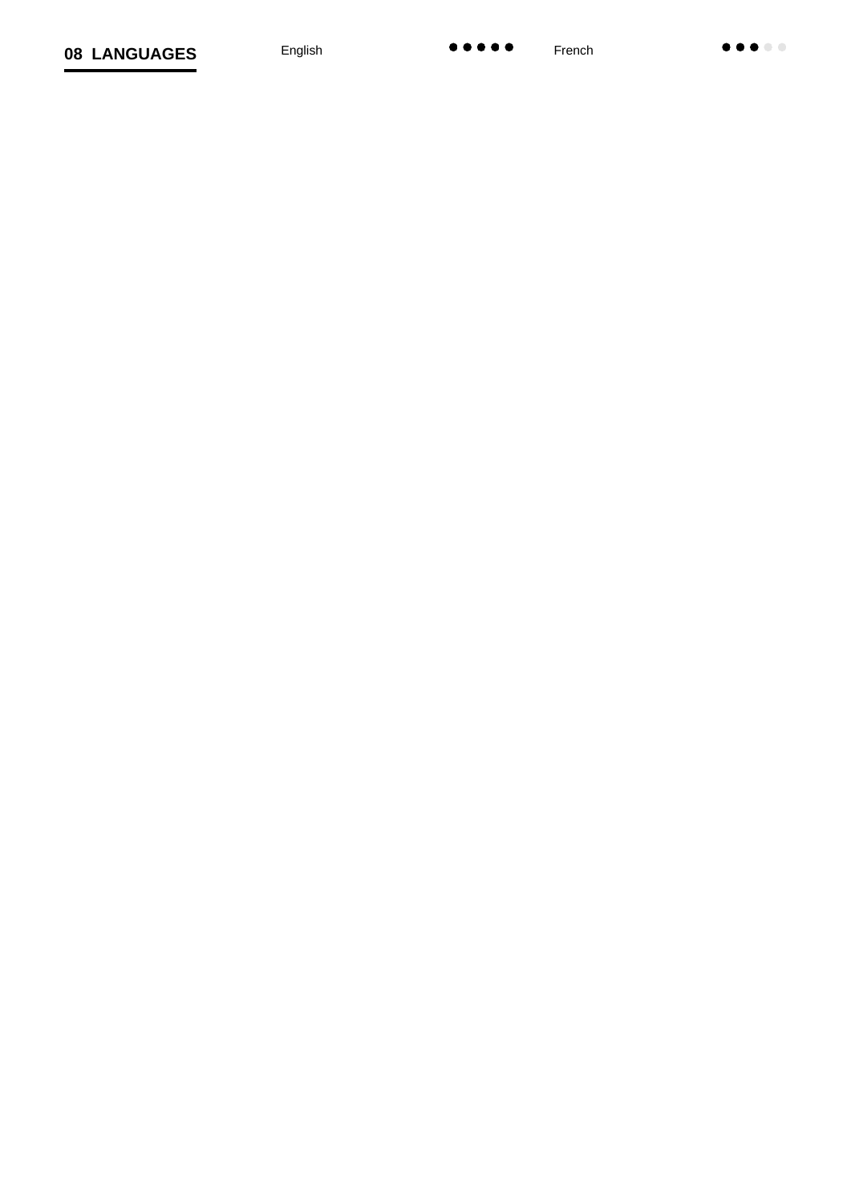## 08 LANGUAGES

English ●●●●●

French ●●●○○